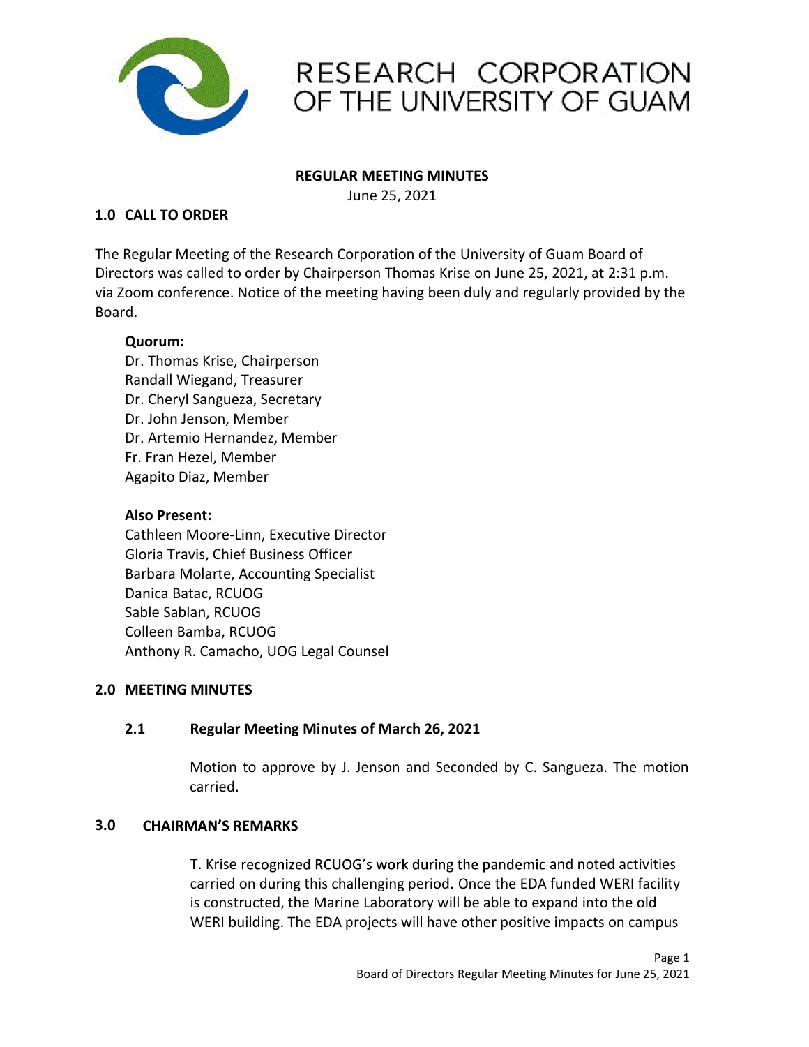# RESEARCH CORPORATION OF THE UNIVERSITY OF GUAM

**REGULAR MEETING MINUTES**

June 25, 2021

## 1.0 CALL TO ORDER

The Regular Meeting of the Research Corporation of the University of Guam Board of Directors was called to order by Chairperson Thomas Krise on June 25, 2021, at 2:31 p.m. via Zoom conference. Notice of the meeting having been duly and regularly provided by the Board.

**Quorum:**

Dr. Thomas Krise, Chairperson
Randall Wiegand, Treasurer
Dr. Cheryl Sangueza, Secretary
Dr. John Jenson, Member
Dr. Artemio Hernandez, Member
Fr. Fran Hezel, Member
Agapito Diaz, Member

**Also Present:**

Cathleen Moore-Linn, Executive Director
Gloria Travis, Chief Business Officer
Barbara Molarte, Accounting Specialist
Danica Batac, RCUOG
Sable Sablan, RCUOG
Colleen Bamba, RCUOG
Anthony R. Camacho, UOG Legal Counsel

## 2.0 MEETING MINUTES

### 2.1 Regular Meeting Minutes of March 26, 2021

Motion to approve by J. Jenson and Seconded by C. Sangueza. The motion carried.

## 3.0 CHAIRMAN'S REMARKS

T. Krise recognized RCUOG's work during the pandemic and noted activities carried on during this challenging period. Once the EDA funded WERI facility is constructed, the Marine Laboratory will be able to expand into the old WERI building. The EDA projects will have other positive impacts on campus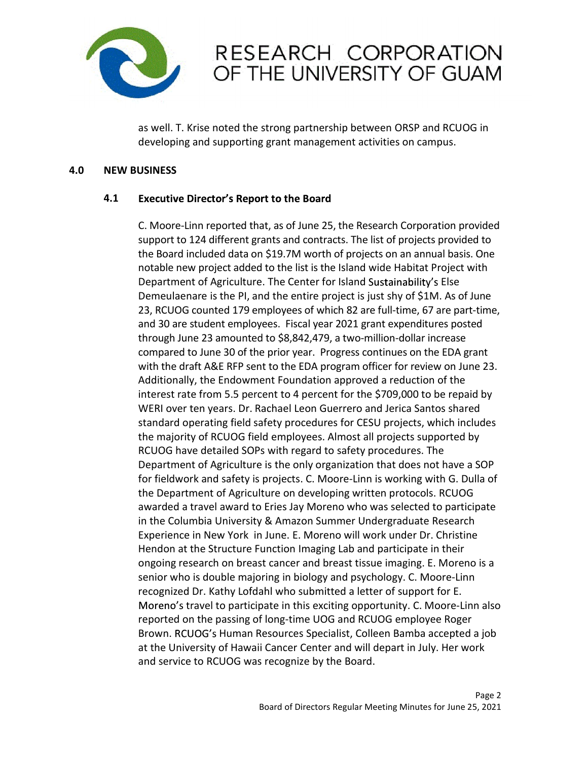as well. T. Krise noted the strong partnership between ORSP and RCUOG in developing and supporting grant management activities on campus.

## 4.0 NEW BUSINESS

### 4.1 Executive Director's Report to the Board

C. Moore-Linn reported that, as of June 25, the Research Corporation provided support to 124 different grants and contracts. The list of projects provided to the Board included data on $19.7M worth of projects on an annual basis. One notable new project added to the list is the Island wide Habitat Project with Department of Agriculture. The Center for Island Sustainability's Else Demeulaenare is the PI, and the entire project is just shy of $1M. As of June 23, RCUOG counted 179 employees of which 82 are full-time, 67 are part-time, and 30 are student employees. Fiscal year 2021 grant expenditures posted through June 23 amounted to $8,842,479, a two-million-dollar increase compared to June 30 of the prior year. Progress continues on the EDA grant with the draft A&E RFP sent to the EDA program officer for review on June 23. Additionally, the Endowment Foundation approved a reduction of the interest rate from 5.5 percent to 4 percent for the $709,000 to be repaid by WERI over ten years. Dr. Rachael Leon Guerrero and Jerica Santos shared standard operating field safety procedures for CESU projects, which includes the majority of RCUOG field employees. Almost all projects supported by RCUOG have detailed SOPs with regard to safety procedures. The Department of Agriculture is the only organization that does not have a SOP for fieldwork and safety is projects. C. Moore-Linn is working with G. Dulla of the Department of Agriculture on developing written protocols. RCUOG awarded a travel award to Eries Jay Moreno who was selected to participate in the Columbia University & Amazon Summer Undergraduate Research Experience in New York in June. E. Moreno will work under Dr. Christine Hendon at the Structure Function Imaging Lab and participate in their ongoing research on breast cancer and breast tissue imaging. E. Moreno is a senior who is double majoring in biology and psychology. C. Moore-Linn recognized Dr. Kathy Lofdahl who submitted a letter of support for E. Moreno's travel to participate in this exciting opportunity. C. Moore-Linn also reported on the passing of long-time UOG and RCUOG employee Roger Brown. RCUOG's Human Resources Specialist, Colleen Bamba accepted a job at the University of Hawaii Cancer Center and will depart in July. Her work and service to RCUOG was recognize by the Board.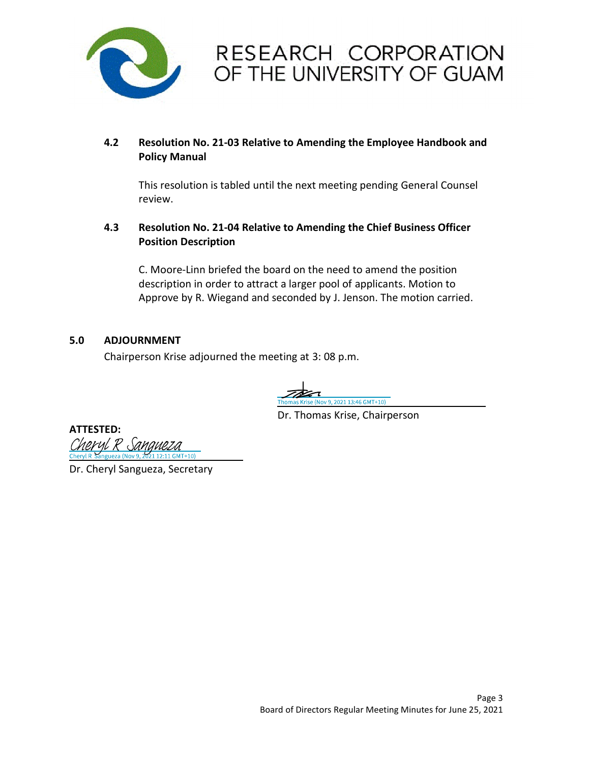### 4.2 Resolution No. 21-03 Relative to Amending the Employee Handbook and Policy Manual

This resolution is tabled until the next meeting pending General Counsel review.

### 4.3 Resolution No. 21-04 Relative to Amending the Chief Business Officer Position Description

C. Moore-Linn briefed the board on the need to amend the position description in order to attract a larger pool of applicants. Motion to Approve by R. Wiegand and seconded by J. Jenson. The motion carried.

## 5.0 ADJOURNMENT

Chairperson Krise adjourned the meeting at 3: 08 p.m.

Thomas Krise (Nov 9, 2021 13:46 GMT+10)

Dr. Thomas Krise, Chairperson

**ATTESTED:**

Cheryl R Sangueza

Cheryl R Sangueza (Nov 9, 2021 12:11 GMT+10)

Dr. Cheryl Sangueza, Secretary